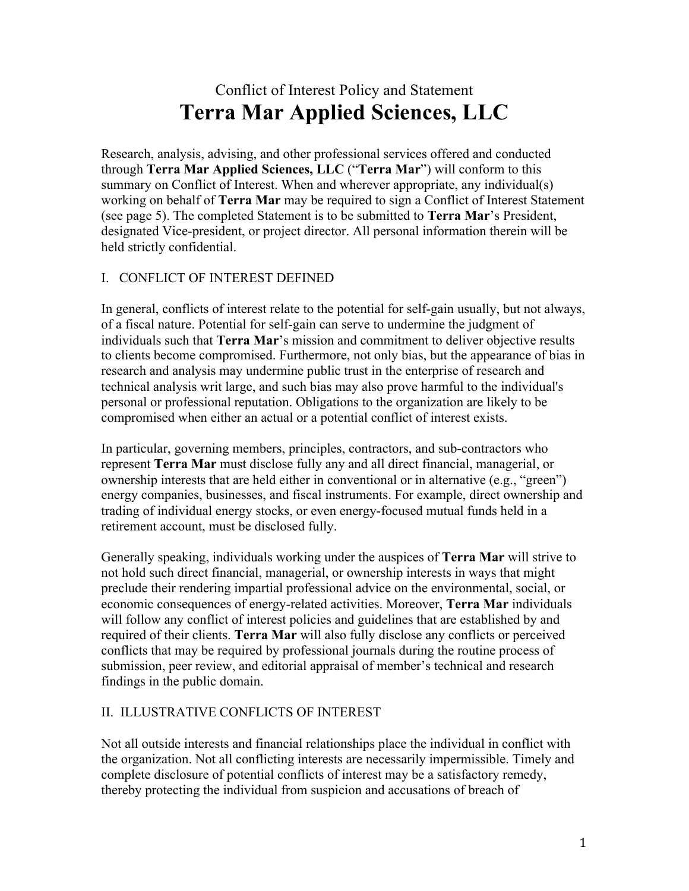Conflict of Interest Policy and Statement

# Terra Mar Applied Sciences, LLC

Research, analysis, advising, and other professional services offered and conducted through **Terra Mar Applied Sciences, LLC** ("**Terra Mar**") will conform to this summary on Conflict of Interest. When and wherever appropriate, any individual(s) working on behalf of **Terra Mar** may be required to sign a Conflict of Interest Statement (see page 5). The completed Statement is to be submitted to **Terra Mar**'s President, designated Vice-president, or project director. All personal information therein will be held strictly confidential.

## I. CONFLICT OF INTEREST DEFINED

In general, conflicts of interest relate to the potential for self-gain usually, but not always, of a fiscal nature. Potential for self-gain can serve to undermine the judgment of individuals such that **Terra Mar**'s mission and commitment to deliver objective results to clients become compromised. Furthermore, not only bias, but the appearance of bias in research and analysis may undermine public trust in the enterprise of research and technical analysis writ large, and such bias may also prove harmful to the individual's personal or professional reputation. Obligations to the organization are likely to be compromised when either an actual or a potential conflict of interest exists.

In particular, governing members, principles, contractors, and sub-contractors who represent **Terra Mar** must disclose fully any and all direct financial, managerial, or ownership interests that are held either in conventional or in alternative (e.g., "green") energy companies, businesses, and fiscal instruments. For example, direct ownership and trading of individual energy stocks, or even energy-focused mutual funds held in a retirement account, must be disclosed fully.

Generally speaking, individuals working under the auspices of **Terra Mar** will strive to not hold such direct financial, managerial, or ownership interests in ways that might preclude their rendering impartial professional advice on the environmental, social, or economic consequences of energy-related activities. Moreover, **Terra Mar** individuals will follow any conflict of interest policies and guidelines that are established by and required of their clients. **Terra Mar** will also fully disclose any conflicts or perceived conflicts that may be required by professional journals during the routine process of submission, peer review, and editorial appraisal of member's technical and research findings in the public domain.

## II. ILLUSTRATIVE CONFLICTS OF INTEREST

Not all outside interests and financial relationships place the individual in conflict with the organization. Not all conflicting interests are necessarily impermissible. Timely and complete disclosure of potential conflicts of interest may be a satisfactory remedy, thereby protecting the individual from suspicion and accusations of breach of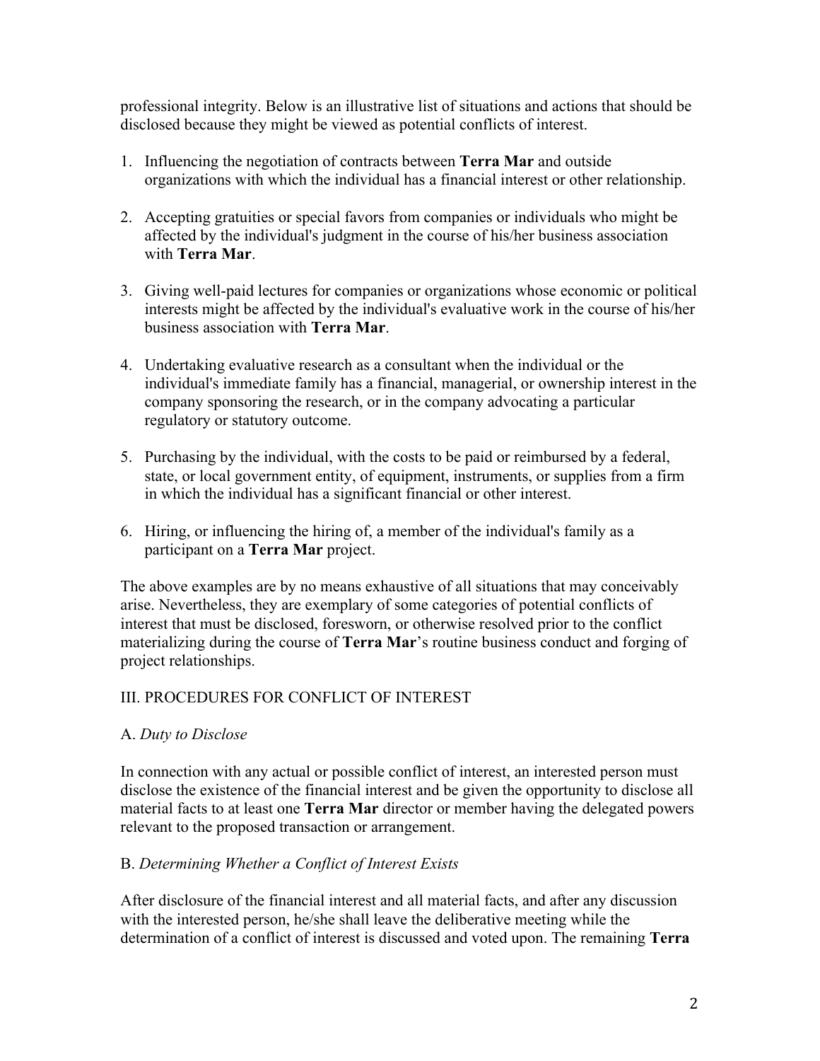professional integrity. Below is an illustrative list of situations and actions that should be disclosed because they might be viewed as potential conflicts of interest.

1. Influencing the negotiation of contracts between **Terra Mar** and outside organizations with which the individual has a financial interest or other relationship.

2. Accepting gratuities or special favors from companies or individuals who might be affected by the individual's judgment in the course of his/her business association with **Terra Mar**.

3. Giving well-paid lectures for companies or organizations whose economic or political interests might be affected by the individual's evaluative work in the course of his/her business association with **Terra Mar**.

4. Undertaking evaluative research as a consultant when the individual or the individual's immediate family has a financial, managerial, or ownership interest in the company sponsoring the research, or in the company advocating a particular regulatory or statutory outcome.

5. Purchasing by the individual, with the costs to be paid or reimbursed by a federal, state, or local government entity, of equipment, instruments, or supplies from a firm in which the individual has a significant financial or other interest.

6. Hiring, or influencing the hiring of, a member of the individual's family as a participant on a **Terra Mar** project.

The above examples are by no means exhaustive of all situations that may conceivably arise. Nevertheless, they are exemplary of some categories of potential conflicts of interest that must be disclosed, foresworn, or otherwise resolved prior to the conflict materializing during the course of **Terra Mar**'s routine business conduct and forging of project relationships.

## III. PROCEDURES FOR CONFLICT OF INTEREST

### A. *Duty to Disclose*

In connection with any actual or possible conflict of interest, an interested person must disclose the existence of the financial interest and be given the opportunity to disclose all material facts to at least one **Terra Mar** director or member having the delegated powers relevant to the proposed transaction or arrangement.

### B. *Determining Whether a Conflict of Interest Exists*

After disclosure of the financial interest and all material facts, and after any discussion with the interested person, he/she shall leave the deliberative meeting while the determination of a conflict of interest is discussed and voted upon. The remaining **Terra**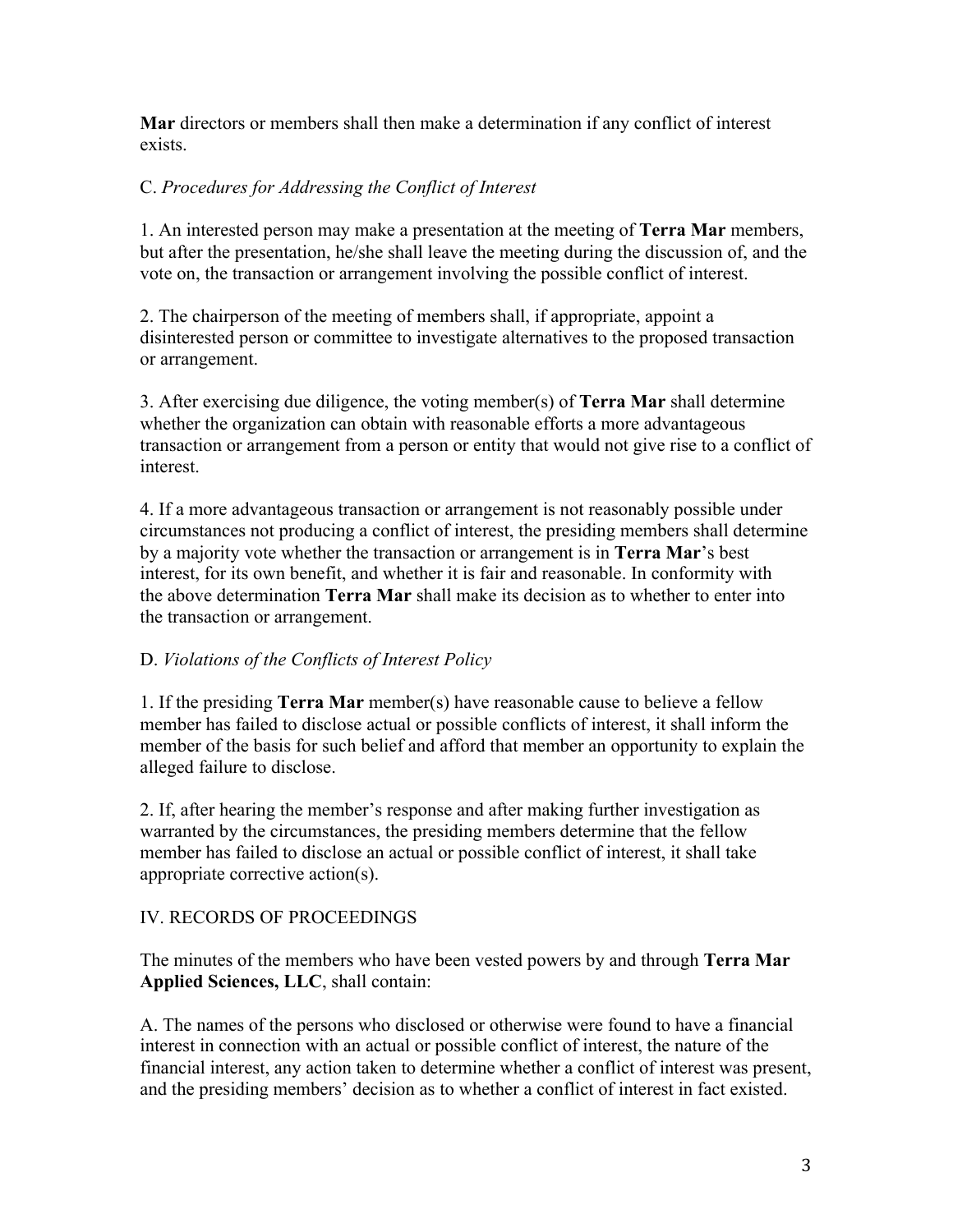**Mar** directors or members shall then make a determination if any conflict of interest exists.

C. *Procedures for Addressing the Conflict of Interest*

1. An interested person may make a presentation at the meeting of **Terra Mar** members, but after the presentation, he/she shall leave the meeting during the discussion of, and the vote on, the transaction or arrangement involving the possible conflict of interest.

2. The chairperson of the meeting of members shall, if appropriate, appoint a disinterested person or committee to investigate alternatives to the proposed transaction or arrangement.

3. After exercising due diligence, the voting member(s) of **Terra Mar** shall determine whether the organization can obtain with reasonable efforts a more advantageous transaction or arrangement from a person or entity that would not give rise to a conflict of interest.

4. If a more advantageous transaction or arrangement is not reasonably possible under circumstances not producing a conflict of interest, the presiding members shall determine by a majority vote whether the transaction or arrangement is in **Terra Mar**'s best interest, for its own benefit, and whether it is fair and reasonable. In conformity with the above determination **Terra Mar** shall make its decision as to whether to enter into the transaction or arrangement.

D. *Violations of the Conflicts of Interest Policy*

1. If the presiding **Terra Mar** member(s) have reasonable cause to believe a fellow member has failed to disclose actual or possible conflicts of interest, it shall inform the member of the basis for such belief and afford that member an opportunity to explain the alleged failure to disclose.

2. If, after hearing the member's response and after making further investigation as warranted by the circumstances, the presiding members determine that the fellow member has failed to disclose an actual or possible conflict of interest, it shall take appropriate corrective action(s).

## IV. RECORDS OF PROCEEDINGS

The minutes of the members who have been vested powers by and through **Terra Mar Applied Sciences, LLC**, shall contain:

A. The names of the persons who disclosed or otherwise were found to have a financial interest in connection with an actual or possible conflict of interest, the nature of the financial interest, any action taken to determine whether a conflict of interest was present, and the presiding members' decision as to whether a conflict of interest in fact existed.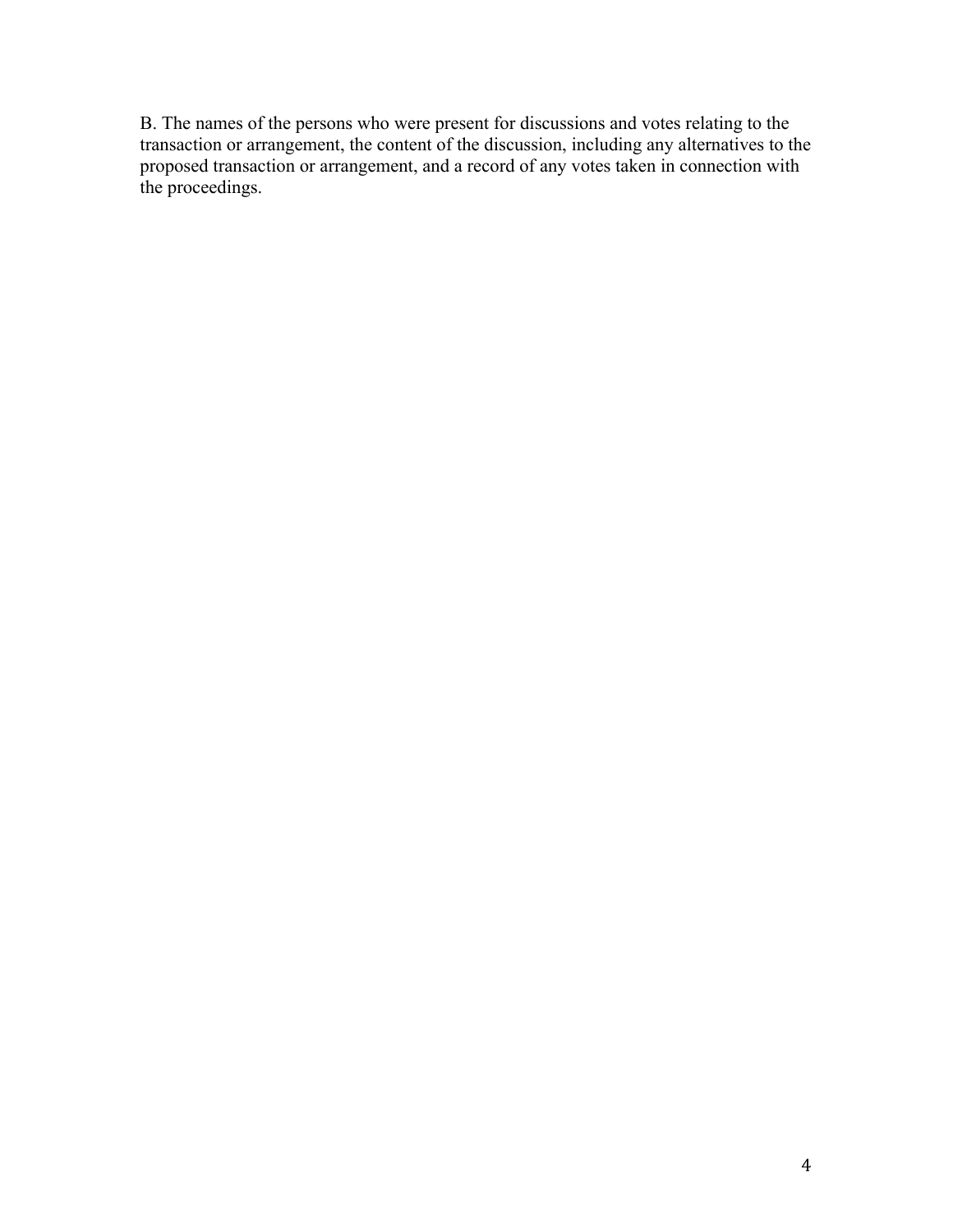B. The names of the persons who were present for discussions and votes relating to the transaction or arrangement, the content of the discussion, including any alternatives to the proposed transaction or arrangement, and a record of any votes taken in connection with the proceedings.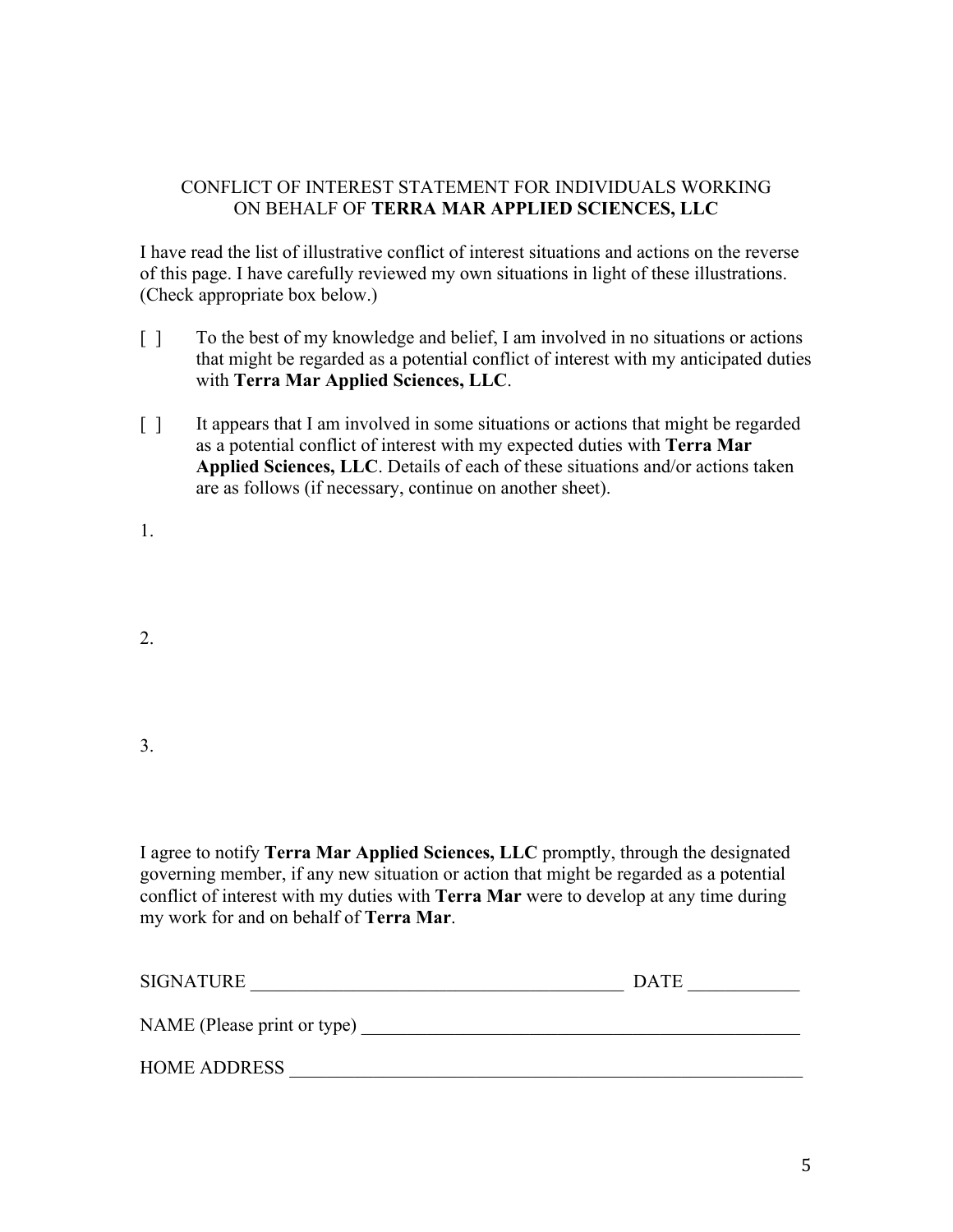CONFLICT OF INTEREST STATEMENT FOR INDIVIDUALS WORKING ON BEHALF OF **TERRA MAR APPLIED SCIENCES, LLC**

I have read the list of illustrative conflict of interest situations and actions on the reverse of this page. I have carefully reviewed my own situations in light of these illustrations. (Check appropriate box below.)

[ ] To the best of my knowledge and belief, I am involved in no situations or actions that might be regarded as a potential conflict of interest with my anticipated duties with **Terra Mar Applied Sciences, LLC**.

[ ] It appears that I am involved in some situations or actions that might be regarded as a potential conflict of interest with my expected duties with **Terra Mar Applied Sciences, LLC**. Details of each of these situations and/or actions taken are as follows (if necessary, continue on another sheet).

1.

2.

3.

I agree to notify **Terra Mar Applied Sciences, LLC** promptly, through the designated governing member, if any new situation or action that might be regarded as a potential conflict of interest with my duties with **Terra Mar** were to develop at any time during my work for and on behalf of **Terra Mar**.

SIGNATURE _________________________________________ DATE ____________

NAME (Please print or type) _________________________________________________

HOME ADDRESS __________________________________________________________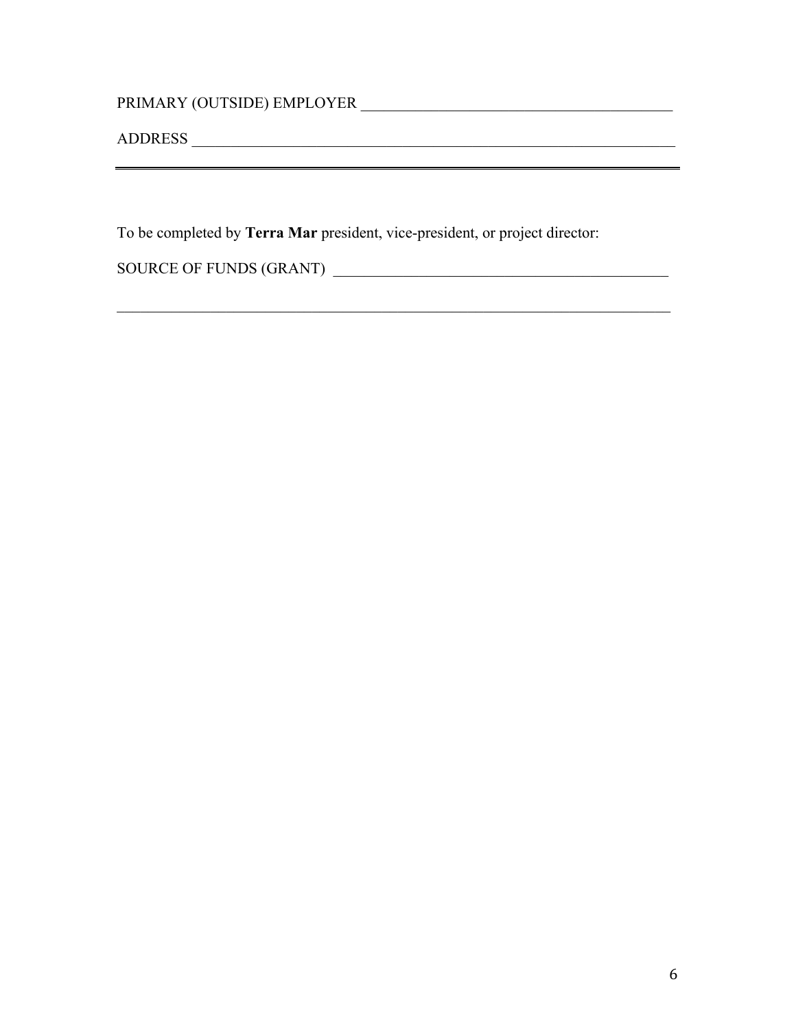PRIMARY (OUTSIDE) EMPLOYER ___________________________________________

ADDRESS _________________________________________________________________

---

To be completed by **Terra Mar** president, vice-president, or project director:

SOURCE OF FUNDS (GRANT) _____________________________________________

___________________________________________________________________________